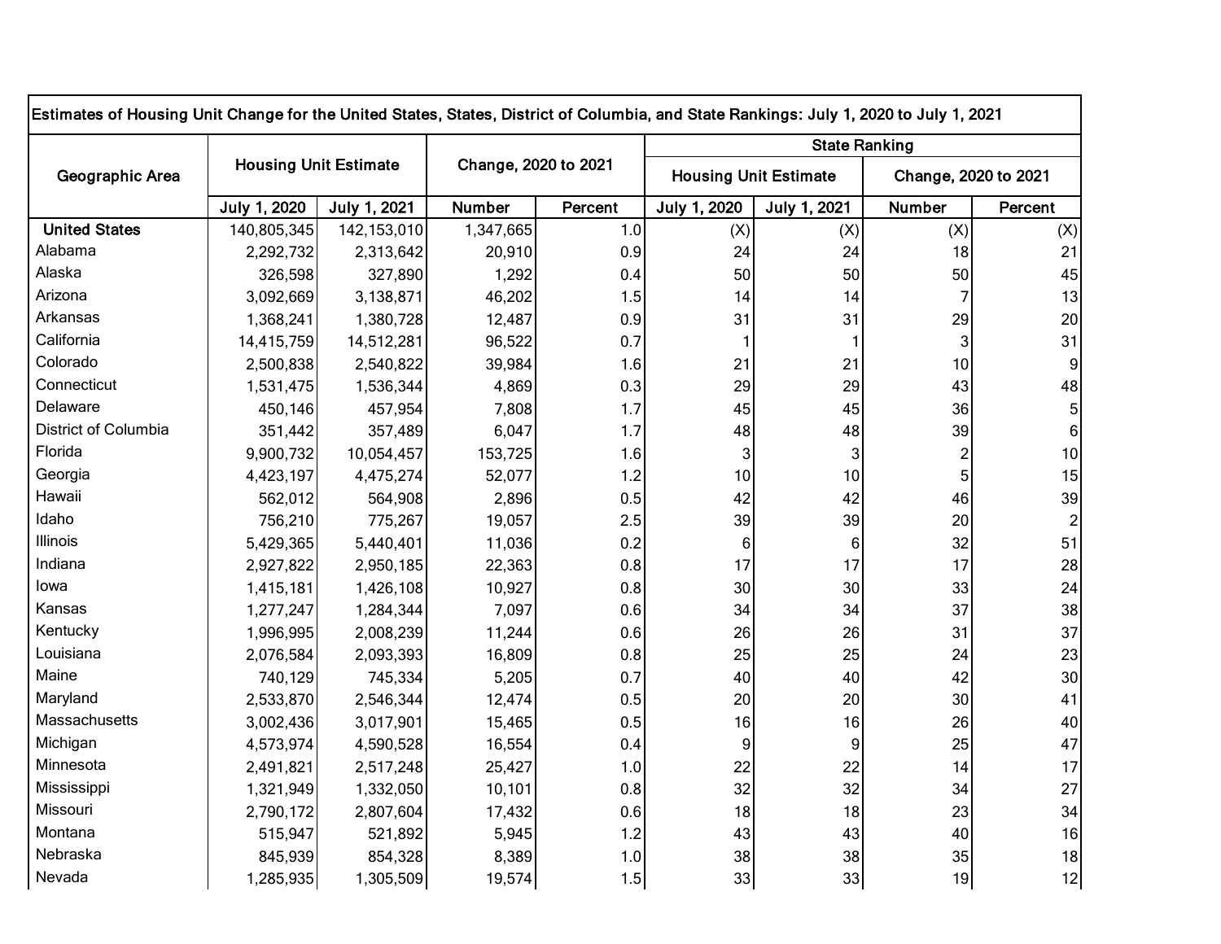Estimates of Housing Unit Change for the United States, States, District of Columbia, and State Rankings: July 1, 2020 to July 1, 2021

| Geographic Area | Housing Unit Estimate | | Change, 2020 to 2021 | | State Ranking | | | |
|---|---|---|---|---|---|---|---|---|
| | | | | | Housing Unit Estimate | | Change, 2020 to 2021 | |
| | July 1, 2020 | July 1, 2021 | Number | Percent | July 1, 2020 | July 1, 2021 | Number | Percent |
| **United States** | 140,805,345 | 142,153,010 | 1,347,665 | 1.0 | (X) | (X) | (X) | (X) |
| Alabama | 2,292,732 | 2,313,642 | 20,910 | 0.9 | 24 | 24 | 18 | 21 |
| Alaska | 326,598 | 327,890 | 1,292 | 0.4 | 50 | 50 | 50 | 45 |
| Arizona | 3,092,669 | 3,138,871 | 46,202 | 1.5 | 14 | 14 | 7 | 13 |
| Arkansas | 1,368,241 | 1,380,728 | 12,487 | 0.9 | 31 | 31 | 29 | 20 |
| California | 14,415,759 | 14,512,281 | 96,522 | 0.7 | 1 | 1 | 3 | 31 |
| Colorado | 2,500,838 | 2,540,822 | 39,984 | 1.6 | 21 | 21 | 10 | 9 |
| Connecticut | 1,531,475 | 1,536,344 | 4,869 | 0.3 | 29 | 29 | 43 | 48 |
| Delaware | 450,146 | 457,954 | 7,808 | 1.7 | 45 | 45 | 36 | 5 |
| District of Columbia | 351,442 | 357,489 | 6,047 | 1.7 | 48 | 48 | 39 | 6 |
| Florida | 9,900,732 | 10,054,457 | 153,725 | 1.6 | 3 | 3 | 2 | 10 |
| Georgia | 4,423,197 | 4,475,274 | 52,077 | 1.2 | 10 | 10 | 5 | 15 |
| Hawaii | 562,012 | 564,908 | 2,896 | 0.5 | 42 | 42 | 46 | 39 |
| Idaho | 756,210 | 775,267 | 19,057 | 2.5 | 39 | 39 | 20 | 2 |
| Illinois | 5,429,365 | 5,440,401 | 11,036 | 0.2 | 6 | 6 | 32 | 51 |
| Indiana | 2,927,822 | 2,950,185 | 22,363 | 0.8 | 17 | 17 | 17 | 28 |
| Iowa | 1,415,181 | 1,426,108 | 10,927 | 0.8 | 30 | 30 | 33 | 24 |
| Kansas | 1,277,247 | 1,284,344 | 7,097 | 0.6 | 34 | 34 | 37 | 38 |
| Kentucky | 1,996,995 | 2,008,239 | 11,244 | 0.6 | 26 | 26 | 31 | 37 |
| Louisiana | 2,076,584 | 2,093,393 | 16,809 | 0.8 | 25 | 25 | 24 | 23 |
| Maine | 740,129 | 745,334 | 5,205 | 0.7 | 40 | 40 | 42 | 30 |
| Maryland | 2,533,870 | 2,546,344 | 12,474 | 0.5 | 20 | 20 | 30 | 41 |
| Massachusetts | 3,002,436 | 3,017,901 | 15,465 | 0.5 | 16 | 16 | 26 | 40 |
| Michigan | 4,573,974 | 4,590,528 | 16,554 | 0.4 | 9 | 9 | 25 | 47 |
| Minnesota | 2,491,821 | 2,517,248 | 25,427 | 1.0 | 22 | 22 | 14 | 17 |
| Mississippi | 1,321,949 | 1,332,050 | 10,101 | 0.8 | 32 | 32 | 34 | 27 |
| Missouri | 2,790,172 | 2,807,604 | 17,432 | 0.6 | 18 | 18 | 23 | 34 |
| Montana | 515,947 | 521,892 | 5,945 | 1.2 | 43 | 43 | 40 | 16 |
| Nebraska | 845,939 | 854,328 | 8,389 | 1.0 | 38 | 38 | 35 | 18 |
| Nevada | 1,285,935 | 1,305,509 | 19,574 | 1.5 | 33 | 33 | 19 | 12 |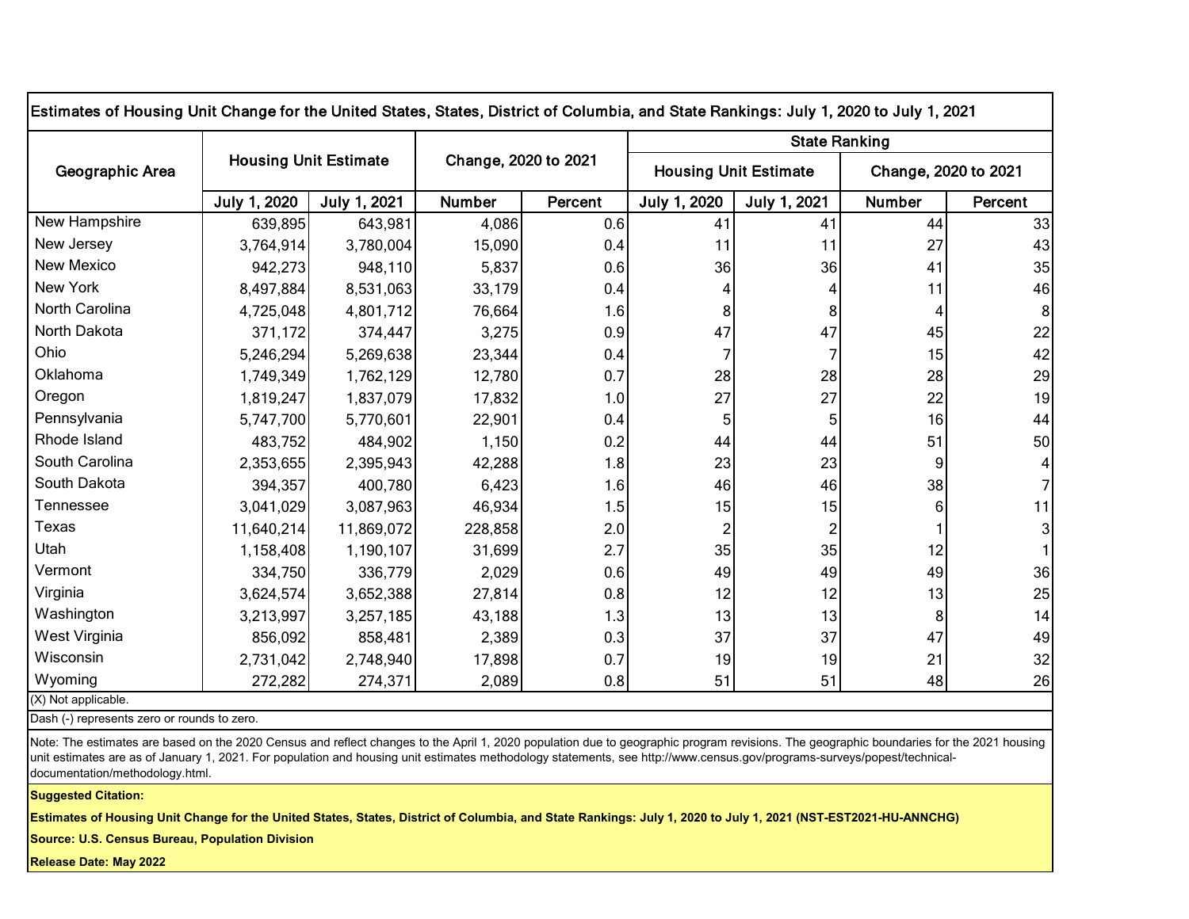| Estimates of Housing Unit Change for the United States, States, District of Columbia, and State Rankings: July 1, 2020 to July 1, 2021 | | | | | | | | |
|---|---|---|---|---|---|---|---|---|
| Geographic Area | Housing Unit Estimate | | Change, 2020 to 2021 | | State Ranking | | | |
| | | | | | Housing Unit Estimate | | Change, 2020 to 2021 | |
| | July 1, 2020 | July 1, 2021 | Number | Percent | July 1, 2020 | July 1, 2021 | Number | Percent |
| New Hampshire | 639,895 | 643,981 | 4,086 | 0.6 | 41 | 41 | 44 | 33 |
| New Jersey | 3,764,914 | 3,780,004 | 15,090 | 0.4 | 11 | 11 | 27 | 43 |
| New Mexico | 942,273 | 948,110 | 5,837 | 0.6 | 36 | 36 | 41 | 35 |
| New York | 8,497,884 | 8,531,063 | 33,179 | 0.4 | 4 | 4 | 11 | 46 |
| North Carolina | 4,725,048 | 4,801,712 | 76,664 | 1.6 | 8 | 8 | 4 | 8 |
| North Dakota | 371,172 | 374,447 | 3,275 | 0.9 | 47 | 47 | 45 | 22 |
| Ohio | 5,246,294 | 5,269,638 | 23,344 | 0.4 | 7 | 7 | 15 | 42 |
| Oklahoma | 1,749,349 | 1,762,129 | 12,780 | 0.7 | 28 | 28 | 28 | 29 |
| Oregon | 1,819,247 | 1,837,079 | 17,832 | 1.0 | 27 | 27 | 22 | 19 |
| Pennsylvania | 5,747,700 | 5,770,601 | 22,901 | 0.4 | 5 | 5 | 16 | 44 |
| Rhode Island | 483,752 | 484,902 | 1,150 | 0.2 | 44 | 44 | 51 | 50 |
| South Carolina | 2,353,655 | 2,395,943 | 42,288 | 1.8 | 23 | 23 | 9 | 4 |
| South Dakota | 394,357 | 400,780 | 6,423 | 1.6 | 46 | 46 | 38 | 7 |
| Tennessee | 3,041,029 | 3,087,963 | 46,934 | 1.5 | 15 | 15 | 6 | 11 |
| Texas | 11,640,214 | 11,869,072 | 228,858 | 2.0 | 2 | 2 | 1 | 3 |
| Utah | 1,158,408 | 1,190,107 | 31,699 | 2.7 | 35 | 35 | 12 | 1 |
| Vermont | 334,750 | 336,779 | 2,029 | 0.6 | 49 | 49 | 49 | 36 |
| Virginia | 3,624,574 | 3,652,388 | 27,814 | 0.8 | 12 | 12 | 13 | 25 |
| Washington | 3,213,997 | 3,257,185 | 43,188 | 1.3 | 13 | 13 | 8 | 14 |
| West Virginia | 856,092 | 858,481 | 2,389 | 0.3 | 37 | 37 | 47 | 49 |
| Wisconsin | 2,731,042 | 2,748,940 | 17,898 | 0.7 | 19 | 19 | 21 | 32 |
| Wyoming | 272,282 | 274,371 | 2,089 | 0.8 | 51 | 51 | 48 | 26 |

(X) Not applicable.

Dash (-) represents zero or rounds to zero.

Note: The estimates are based on the 2020 Census and reflect changes to the April 1, 2020 population due to geographic program revisions. The geographic boundaries for the 2021 housing unit estimates are as of January 1, 2021. For population and housing unit estimates methodology statements, see http://www.census.gov/programs-surveys/popest/technical-documentation/methodology.html.

**Suggested Citation:**

**Estimates of Housing Unit Change for the United States, States, District of Columbia, and State Rankings: July 1, 2020 to July 1, 2021 (NST-EST2021-HU-ANNCHG)**

**Source: U.S. Census Bureau, Population Division**

**Release Date: May 2022**